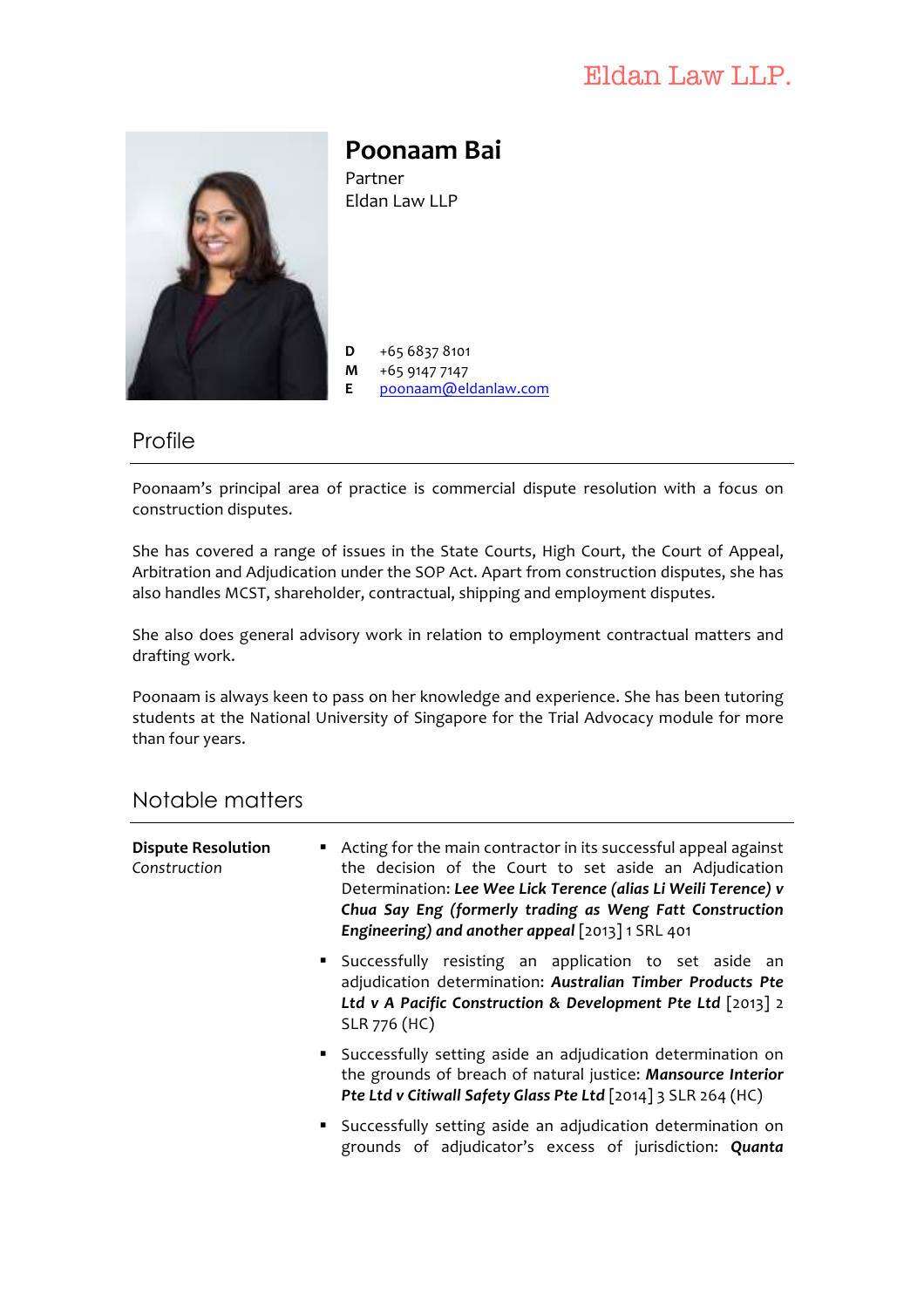Eldan Law LLP.

# Poonaam Bai

Partner
Eldan Law LLP

**D** +65 6837 8101
**M** +65 9147 7147
**E** poonaam@eldanlaw.com

## Profile

Poonaam's principal area of practice is commercial dispute resolution with a focus on construction disputes.

She has covered a range of issues in the State Courts, High Court, the Court of Appeal, Arbitration and Adjudication under the SOP Act. Apart from construction disputes, she has also handles MCST, shareholder, contractual, shipping and employment disputes.

She also does general advisory work in relation to employment contractual matters and drafting work.

Poonaam is always keen to pass on her knowledge and experience. She has been tutoring students at the National University of Singapore for the Trial Advocacy module for more than four years.

## Notable matters

**Dispute Resolution**
*Construction*

- Acting for the main contractor in its successful appeal against the decision of the Court to set aside an Adjudication Determination: ***Lee Wee Lick Terence (alias Li Weili Terence) v Chua Say Eng (formerly trading as Weng Fatt Construction Engineering) and another appeal*** [2013] 1 SRL 401
- Successfully resisting an application to set aside an adjudication determination: ***Australian Timber Products Pte Ltd v A Pacific Construction & Development Pte Ltd*** [2013] 2 SLR 776 (HC)
- Successfully setting aside an adjudication determination on the grounds of breach of natural justice: ***Mansource Interior Pte Ltd v Citiwall Safety Glass Pte Ltd*** [2014] 3 SLR 264 (HC)
- Successfully setting aside an adjudication determination on grounds of adjudicator's excess of jurisdiction: ***Quanta***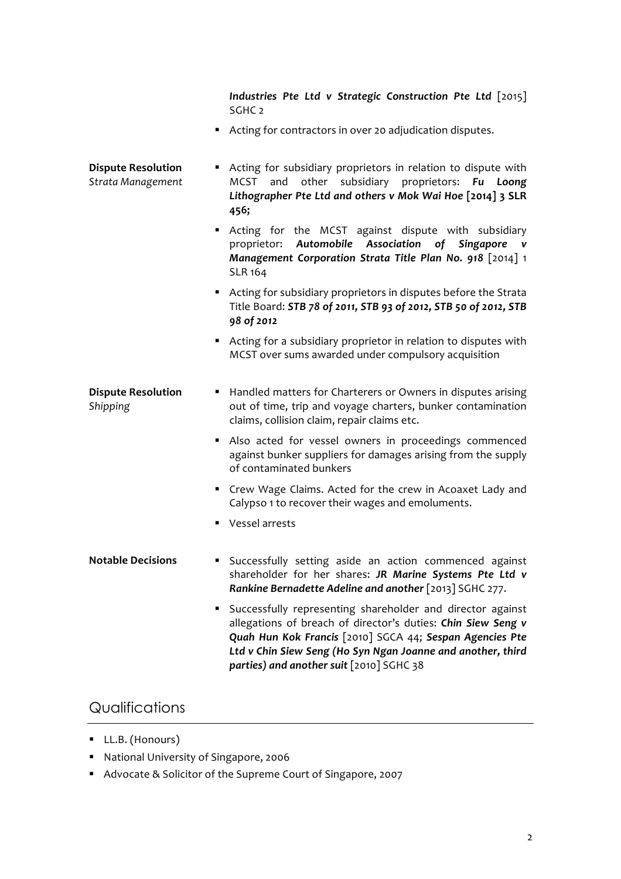*Industries Pte Ltd v Strategic Construction Pte Ltd* [2015] SGHC 2

- Acting for contractors in over 20 adjudication disputes.

**Dispute Resolution**
*Strata Management*

- Acting for subsidiary proprietors in relation to dispute with MCST and other subsidiary proprietors: ***Fu Loong Lithographer Pte Ltd and others v Mok Wai Hoe* [2014] 3 SLR 456;**
- Acting for the MCST against dispute with subsidiary proprietor: ***Automobile Association of Singapore v Management Corporation Strata Title Plan No. 918*** [2014] 1 SLR 164
- Acting for subsidiary proprietors in disputes before the Strata Title Board: ***STB 78 of 2011, STB 93 of 2012, STB 50 of 2012, STB 98 of 2012***
- Acting for a subsidiary proprietor in relation to disputes with MCST over sums awarded under compulsory acquisition

**Dispute Resolution**
*Shipping*

- Handled matters for Charterers or Owners in disputes arising out of time, trip and voyage charters, bunker contamination claims, collision claim, repair claims etc.
- Also acted for vessel owners in proceedings commenced against bunker suppliers for damages arising from the supply of contaminated bunkers
- Crew Wage Claims. Acted for the crew in Acoaxet Lady and Calypso 1 to recover their wages and emoluments.
- Vessel arrests

**Notable Decisions**

- Successfully setting aside an action commenced against shareholder for her shares: ***JR Marine Systems Pte Ltd v Rankine Bernadette Adeline and another*** [2013] SGHC 277.
- Successfully representing shareholder and director against allegations of breach of director's duties: ***Chin Siew Seng v Quah Hun Kok Francis*** [2010] SGCA 44; ***Sespan Agencies Pte Ltd v Chin Siew Seng (Ho Syn Ngan Joanne and another, third parties) and another suit*** [2010] SGHC 38

## Qualifications

- LL.B. (Honours)
- National University of Singapore, 2006
- Advocate & Solicitor of the Supreme Court of Singapore, 2007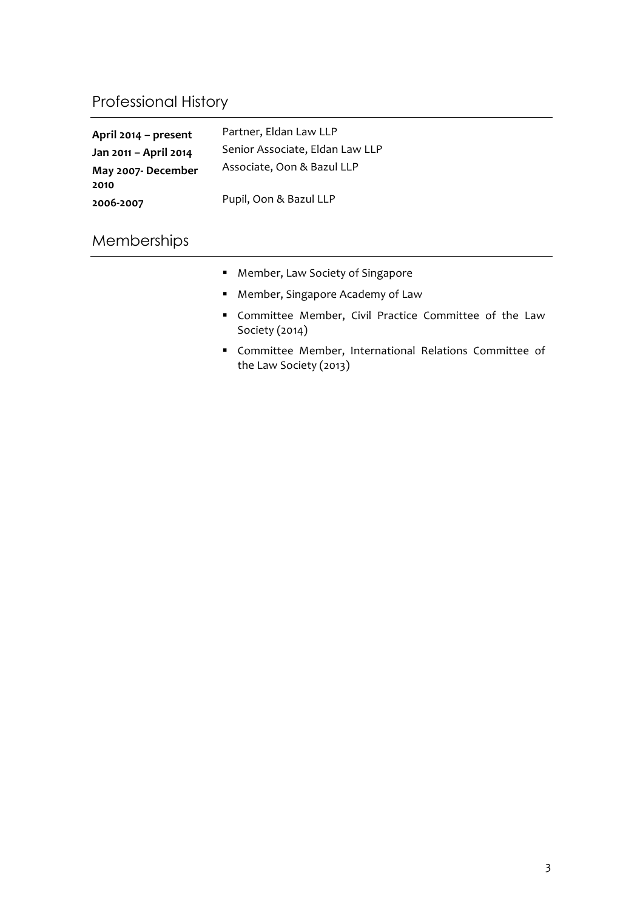## Professional History

| | |
|---|---|
| **April 2014 – present** | Partner, Eldan Law LLP |
| **Jan 2011 – April 2014** | Senior Associate, Eldan Law LLP |
| **May 2007- December 2010** | Associate, Oon & Bazul LLP |
| **2006-2007** | Pupil, Oon & Bazul LLP |

## Memberships

- Member, Law Society of Singapore
- Member, Singapore Academy of Law
- Committee Member, Civil Practice Committee of the Law Society (2014)
- Committee Member, International Relations Committee of the Law Society (2013)